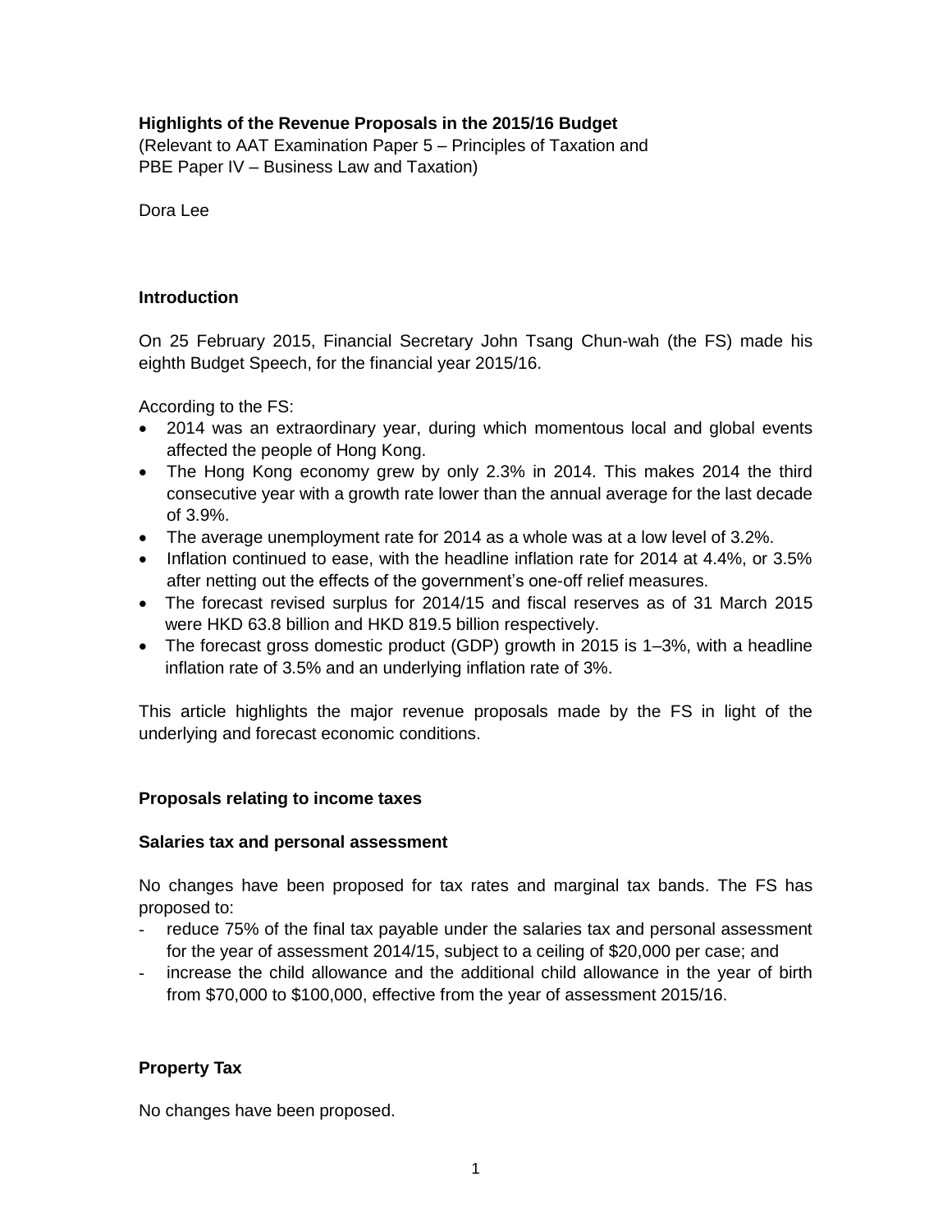**Highlights of the Revenue Proposals in the 2015/16 Budget**

(Relevant to AAT Examination Paper 5 – Principles of Taxation and PBE Paper IV – Business Law and Taxation)

Dora Lee

## Introduction

On 25 February 2015, Financial Secretary John Tsang Chun-wah (the FS) made his eighth Budget Speech, for the financial year 2015/16.

According to the FS:

- 2014 was an extraordinary year, during which momentous local and global events affected the people of Hong Kong.
- The Hong Kong economy grew by only 2.3% in 2014. This makes 2014 the third consecutive year with a growth rate lower than the annual average for the last decade of 3.9%.
- The average unemployment rate for 2014 as a whole was at a low level of 3.2%.
- Inflation continued to ease, with the headline inflation rate for 2014 at 4.4%, or 3.5% after netting out the effects of the government's one-off relief measures.
- The forecast revised surplus for 2014/15 and fiscal reserves as of 31 March 2015 were HKD 63.8 billion and HKD 819.5 billion respectively.
- The forecast gross domestic product (GDP) growth in 2015 is 1–3%, with a headline inflation rate of 3.5% and an underlying inflation rate of 3%.

This article highlights the major revenue proposals made by the FS in light of the underlying and forecast economic conditions.

## Proposals relating to income taxes

### Salaries tax and personal assessment

No changes have been proposed for tax rates and marginal tax bands. The FS has proposed to:

- reduce 75% of the final tax payable under the salaries tax and personal assessment for the year of assessment 2014/15, subject to a ceiling of $20,000 per case; and
- increase the child allowance and the additional child allowance in the year of birth from $70,000 to $100,000, effective from the year of assessment 2015/16.

### Property Tax

No changes have been proposed.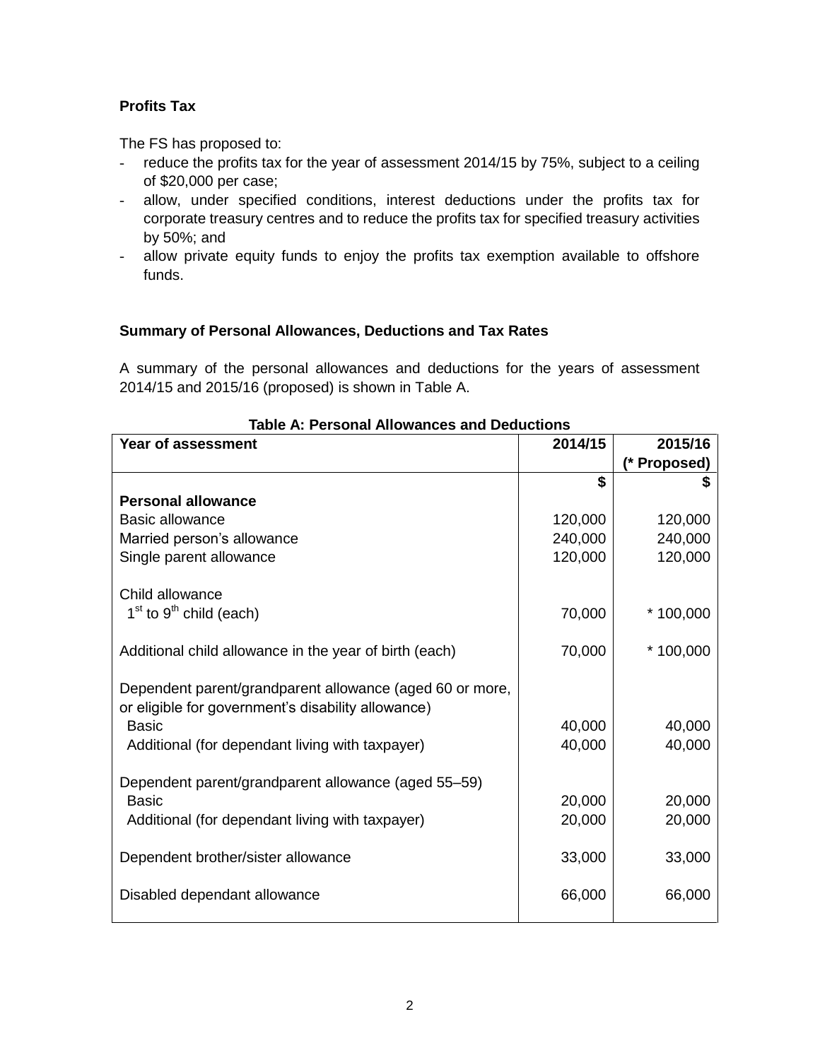**Profits Tax**

The FS has proposed to:

- reduce the profits tax for the year of assessment 2014/15 by 75%, subject to a ceiling of $20,000 per case;
- allow, under specified conditions, interest deductions under the profits tax for corporate treasury centres and to reduce the profits tax for specified treasury activities by 50%; and
- allow private equity funds to enjoy the profits tax exemption available to offshore funds.

**Summary of Personal Allowances, Deductions and Tax Rates**

A summary of the personal allowances and deductions for the years of assessment 2014/15 and 2015/16 (proposed) is shown in Table A.

**Table A: Personal Allowances and Deductions**

| Year of assessment | 2014/15 | 2015/16 (* Proposed) |
|---|---|---|
| | $ | $ |
| **Personal allowance** | | |
| Basic allowance | 120,000 | 120,000 |
| Married person's allowance | 240,000 | 240,000 |
| Single parent allowance | 120,000 | 120,000 |
| Child allowance | | |
| 1st to 9th child (each) | 70,000 | * 100,000 |
| Additional child allowance in the year of birth (each) | 70,000 | * 100,000 |
| Dependent parent/grandparent allowance (aged 60 or more, or eligible for government's disability allowance) | | |
| Basic | 40,000 | 40,000 |
| Additional (for dependant living with taxpayer) | 40,000 | 40,000 |
| Dependent parent/grandparent allowance (aged 55–59) | | |
| Basic | 20,000 | 20,000 |
| Additional (for dependant living with taxpayer) | 20,000 | 20,000 |
| Dependent brother/sister allowance | 33,000 | 33,000 |
| Disabled dependant allowance | 66,000 | 66,000 |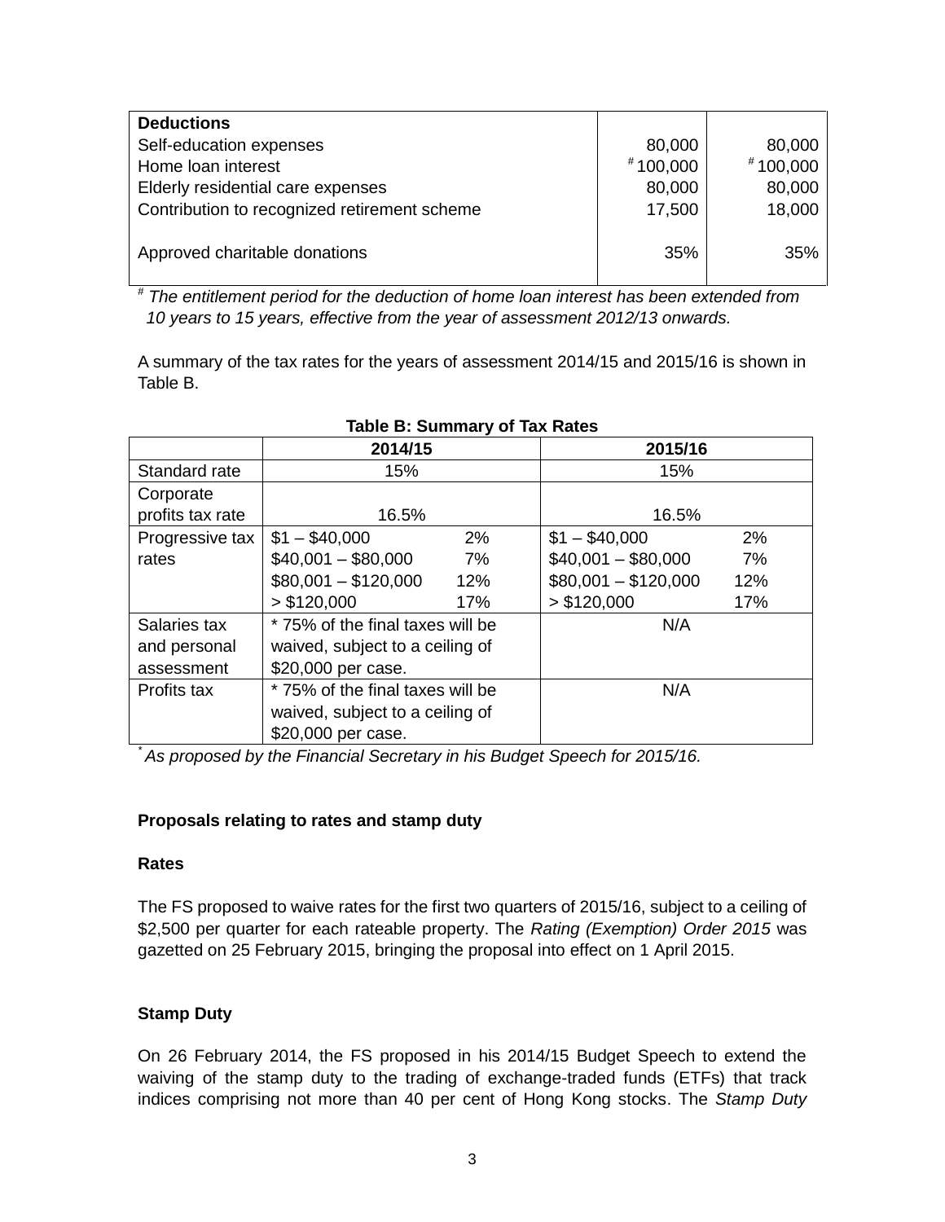| Deductions | | |
|---|---|---|
| Self-education expenses | 80,000 | 80,000 |
| Home loan interest | # 100,000 | # 100,000 |
| Elderly residential care expenses | 80,000 | 80,000 |
| Contribution to recognized retirement scheme | 17,500 | 18,000 |
| Approved charitable donations | 35% | 35% |

*# The entitlement period for the deduction of home loan interest has been extended from 10 years to 15 years, effective from the year of assessment 2012/13 onwards.*

A summary of the tax rates for the years of assessment 2014/15 and 2015/16 is shown in Table B.

**Table B: Summary of Tax Rates**

| | 2014/15 | 2015/16 |
|---|---|---|
| Standard rate | 15% | 15% |
| Corporate profits tax rate | 16.5% | 16.5% |
| Progressive tax rates | $1 – $40,000 2%<br>$40,001 – $80,000 7%<br>$80,001 – $120,000 12%<br>> $120,000 17% | $1 – $40,000 2%<br>$40,001 – $80,000 7%<br>$80,001 – $120,000 12%<br>> $120,000 17% |
| Salaries tax and personal assessment | * 75% of the final taxes will be waived, subject to a ceiling of $20,000 per case. | N/A |
| Profits tax | * 75% of the final taxes will be waived, subject to a ceiling of $20,000 per case. | N/A |

*\* As proposed by the Financial Secretary in his Budget Speech for 2015/16.*

**Proposals relating to rates and stamp duty**

**Rates**

The FS proposed to waive rates for the first two quarters of 2015/16, subject to a ceiling of $2,500 per quarter for each rateable property. The *Rating (Exemption) Order 2015* was gazetted on 25 February 2015, bringing the proposal into effect on 1 April 2015.

**Stamp Duty**

On 26 February 2014, the FS proposed in his 2014/15 Budget Speech to extend the waiving of the stamp duty to the trading of exchange-traded funds (ETFs) that track indices comprising not more than 40 per cent of Hong Kong stocks. The *Stamp Duty*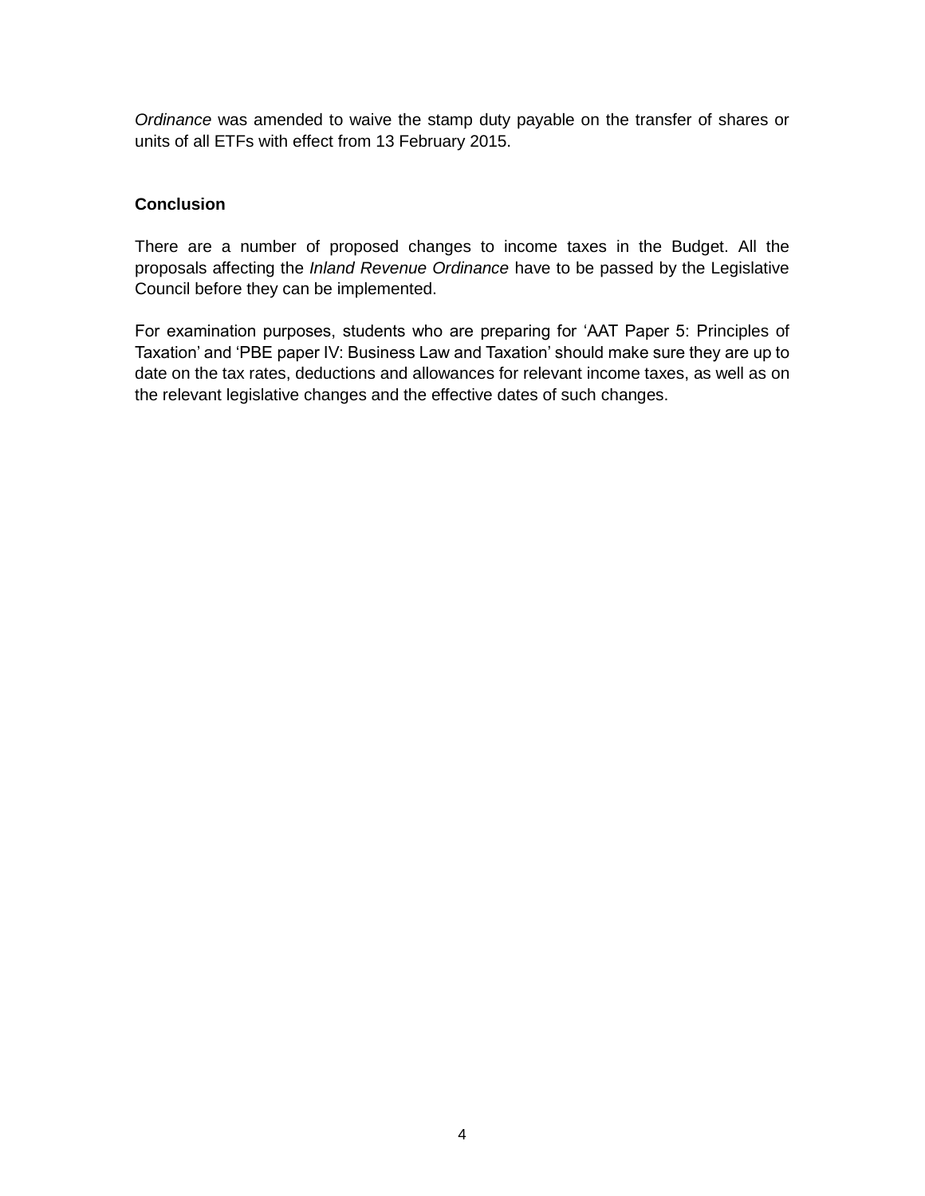*Ordinance* was amended to waive the stamp duty payable on the transfer of shares or units of all ETFs with effect from 13 February 2015.

**Conclusion**

There are a number of proposed changes to income taxes in the Budget. All the proposals affecting the *Inland Revenue Ordinance* have to be passed by the Legislative Council before they can be implemented.

For examination purposes, students who are preparing for 'AAT Paper 5: Principles of Taxation' and 'PBE paper IV: Business Law and Taxation' should make sure they are up to date on the tax rates, deductions and allowances for relevant income taxes, as well as on the relevant legislative changes and the effective dates of such changes.